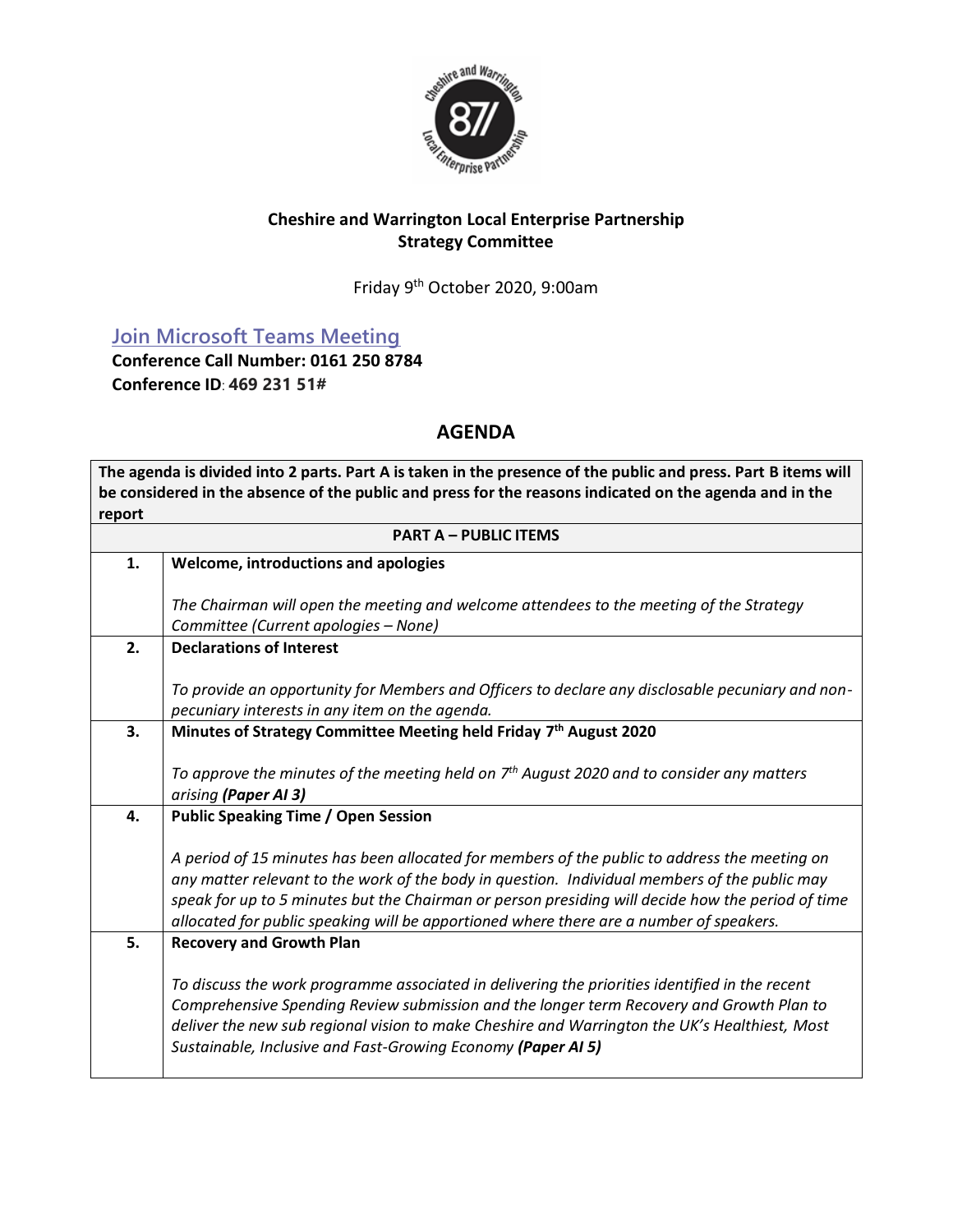**Cheshire and Warrington Local Enterprise Partnership**
**Strategy Committee**

Friday 9th October 2020, 9:00am

[Join Microsoft Teams Meeting]

**Conference Call Number: 0161 250 8784**
**Conference ID: 469 231 51#**

## AGENDA

| The agenda is divided into 2 parts. Part A is taken in the presence of the public and press. Part B items will be considered in the absence of the public and press for the reasons indicated on the agenda and in the report | |
|---|---|
| **PART A – PUBLIC ITEMS** | |
| **1.** | **Welcome, introductions and apologies**<br><br>*The Chairman will open the meeting and welcome attendees to the meeting of the Strategy Committee (Current apologies – None)* |
| **2.** | **Declarations of Interest**<br><br>*To provide an opportunity for Members and Officers to declare any disclosable pecuniary and non-pecuniary interests in any item on the agenda.* |
| **3.** | **Minutes of Strategy Committee Meeting held Friday 7th August 2020**<br><br>*To approve the minutes of the meeting held on 7th August 2020 and to consider any matters arising **(Paper AI 3)*** |
| **4.** | **Public Speaking Time / Open Session**<br><br>*A period of 15 minutes has been allocated for members of the public to address the meeting on any matter relevant to the work of the body in question. Individual members of the public may speak for up to 5 minutes but the Chairman or person presiding will decide how the period of time allocated for public speaking will be apportioned where there are a number of speakers.* |
| **5.** | **Recovery and Growth Plan**<br><br>*To discuss the work programme associated in delivering the priorities identified in the recent Comprehensive Spending Review submission and the longer term Recovery and Growth Plan to deliver the new sub regional vision to make Cheshire and Warrington the UK's Healthiest, Most Sustainable, Inclusive and Fast-Growing Economy **(Paper AI 5)*** |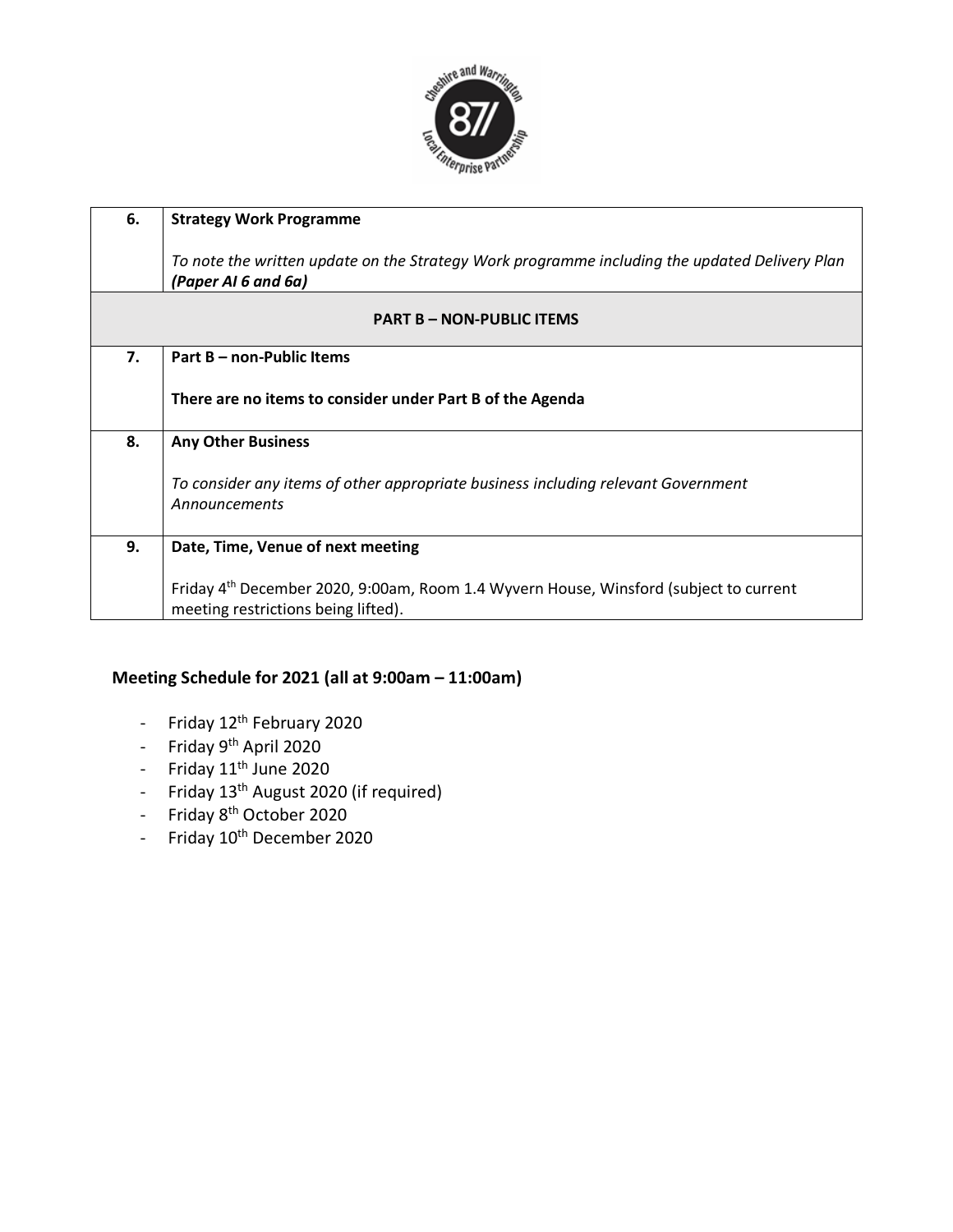| 6. | **Strategy Work Programme**<br><br>*To note the written update on the Strategy Work programme including the updated Delivery Plan* ***(Paper AI 6 and 6a)*** |
|---|---|
| | **PART B – NON-PUBLIC ITEMS** |
| 7. | **Part B – non-Public Items**<br><br>**There are no items to consider under Part B of the Agenda** |
| 8. | **Any Other Business**<br><br>*To consider any items of other appropriate business including relevant Government Announcements* |
| 9. | **Date, Time, Venue of next meeting**<br><br>Friday 4th December 2020, 9:00am, Room 1.4 Wyvern House, Winsford (subject to current meeting restrictions being lifted). |

## Meeting Schedule for 2021 (all at 9:00am – 11:00am)

- Friday 12th February 2020
- Friday 9th April 2020
- Friday 11th June 2020
- Friday 13th August 2020 (if required)
- Friday 8th October 2020
- Friday 10th December 2020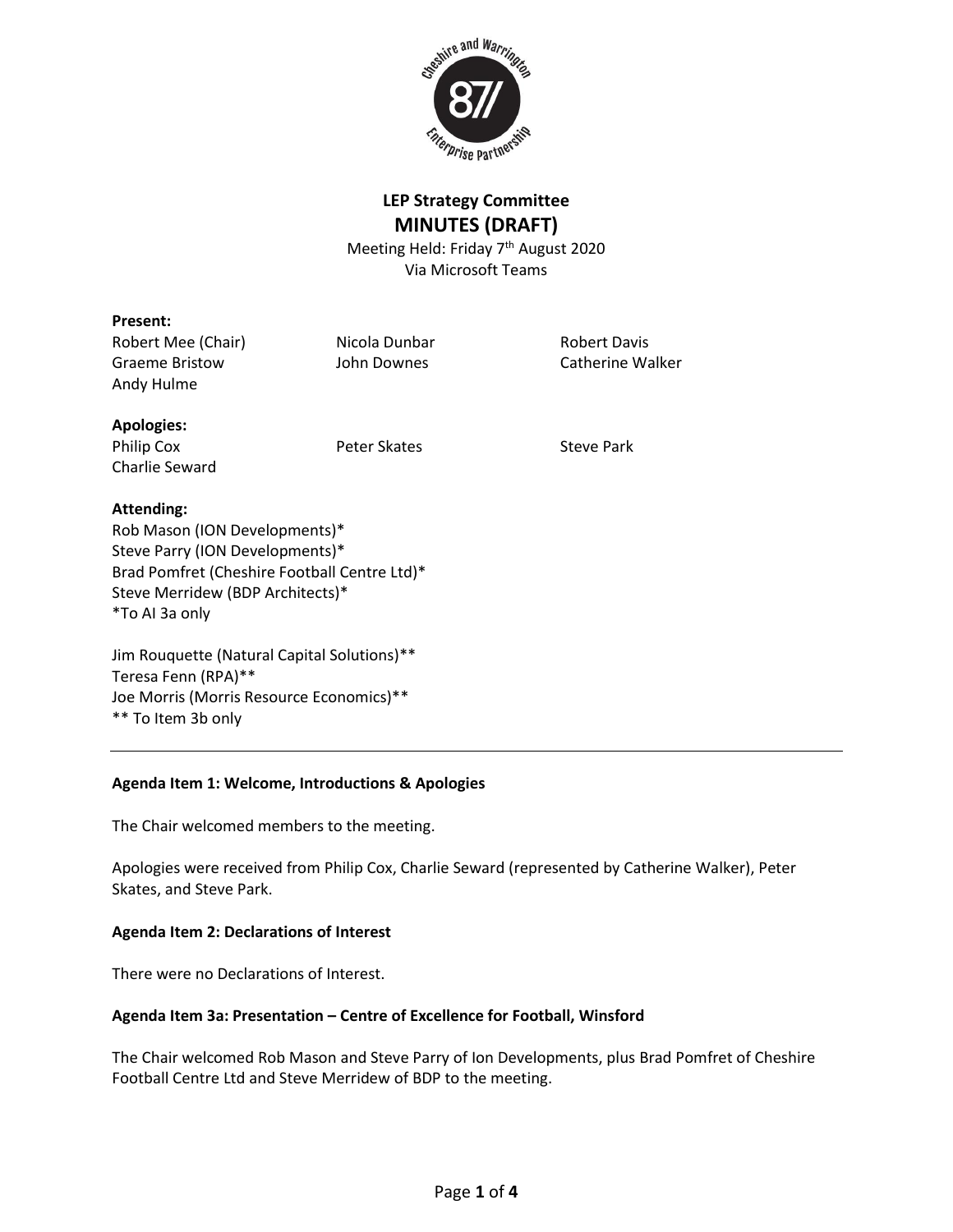# LEP Strategy Committee

## MINUTES (DRAFT)

Meeting Held: Friday 7th August 2020
Via Microsoft Teams

**Present:**

Robert Mee (Chair)
Graeme Bristow
Andy Hulme
Nicola Dunbar
John Downes
Robert Davis
Catherine Walker

**Apologies:**

Philip Cox
Charlie Seward
Peter Skates
Steve Park

**Attending:**

Rob Mason (ION Developments)*
Steve Parry (ION Developments)*
Brad Pomfret (Cheshire Football Centre Ltd)*
Steve Merridew (BDP Architects)*
*To AI 3a only

Jim Rouquette (Natural Capital Solutions)**
Teresa Fenn (RPA)**
Joe Morris (Morris Resource Economics)**
** To Item 3b only

---

**Agenda Item 1: Welcome, Introductions & Apologies**

The Chair welcomed members to the meeting.

Apologies were received from Philip Cox, Charlie Seward (represented by Catherine Walker), Peter Skates, and Steve Park.

**Agenda Item 2: Declarations of Interest**

There were no Declarations of Interest.

**Agenda Item 3a: Presentation – Centre of Excellence for Football, Winsford**

The Chair welcomed Rob Mason and Steve Parry of Ion Developments, plus Brad Pomfret of Cheshire Football Centre Ltd and Steve Merridew of BDP to the meeting.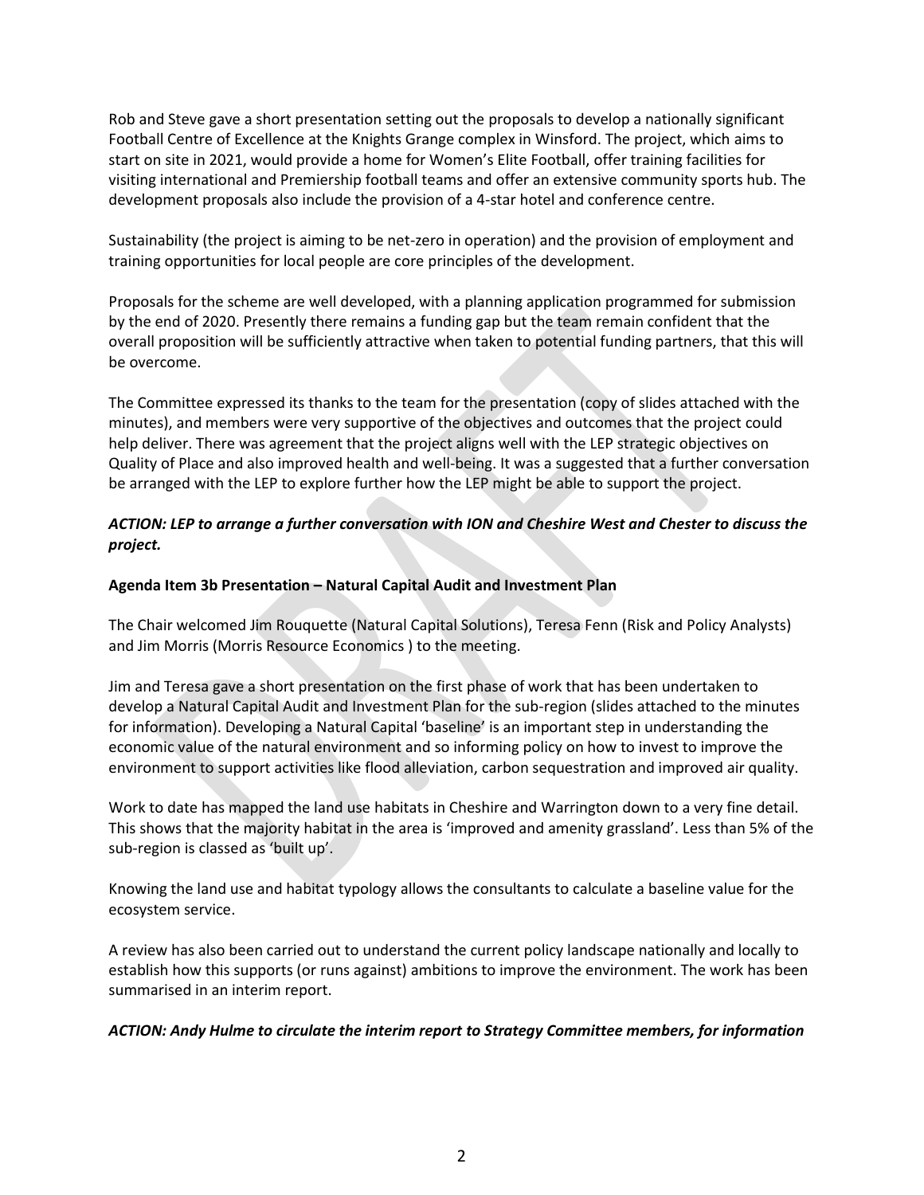Rob and Steve gave a short presentation setting out the proposals to develop a nationally significant Football Centre of Excellence at the Knights Grange complex in Winsford. The project, which aims to start on site in 2021, would provide a home for Women's Elite Football, offer training facilities for visiting international and Premiership football teams and offer an extensive community sports hub. The development proposals also include the provision of a 4-star hotel and conference centre.

Sustainability (the project is aiming to be net-zero in operation) and the provision of employment and training opportunities for local people are core principles of the development.

Proposals for the scheme are well developed, with a planning application programmed for submission by the end of 2020. Presently there remains a funding gap but the team remain confident that the overall proposition will be sufficiently attractive when taken to potential funding partners, that this will be overcome.

The Committee expressed its thanks to the team for the presentation (copy of slides attached with the minutes), and members were very supportive of the objectives and outcomes that the project could help deliver. There was agreement that the project aligns well with the LEP strategic objectives on Quality of Place and also improved health and well-being. It was a suggested that a further conversation be arranged with the LEP to explore further how the LEP might be able to support the project.

***ACTION: LEP to arrange a further conversation with ION and Cheshire West and Chester to discuss the project.***

**Agenda Item 3b Presentation – Natural Capital Audit and Investment Plan**

The Chair welcomed Jim Rouquette (Natural Capital Solutions), Teresa Fenn (Risk and Policy Analysts) and Jim Morris (Morris Resource Economics ) to the meeting.

Jim and Teresa gave a short presentation on the first phase of work that has been undertaken to develop a Natural Capital Audit and Investment Plan for the sub-region (slides attached to the minutes for information). Developing a Natural Capital 'baseline' is an important step in understanding the economic value of the natural environment and so informing policy on how to invest to improve the environment to support activities like flood alleviation, carbon sequestration and improved air quality.

Work to date has mapped the land use habitats in Cheshire and Warrington down to a very fine detail. This shows that the majority habitat in the area is 'improved and amenity grassland'. Less than 5% of the sub-region is classed as 'built up'.

Knowing the land use and habitat typology allows the consultants to calculate a baseline value for the ecosystem service.

A review has also been carried out to understand the current policy landscape nationally and locally to establish how this supports (or runs against) ambitions to improve the environment. The work has been summarised in an interim report.

***ACTION: Andy Hulme to circulate the interim report to Strategy Committee members, for information***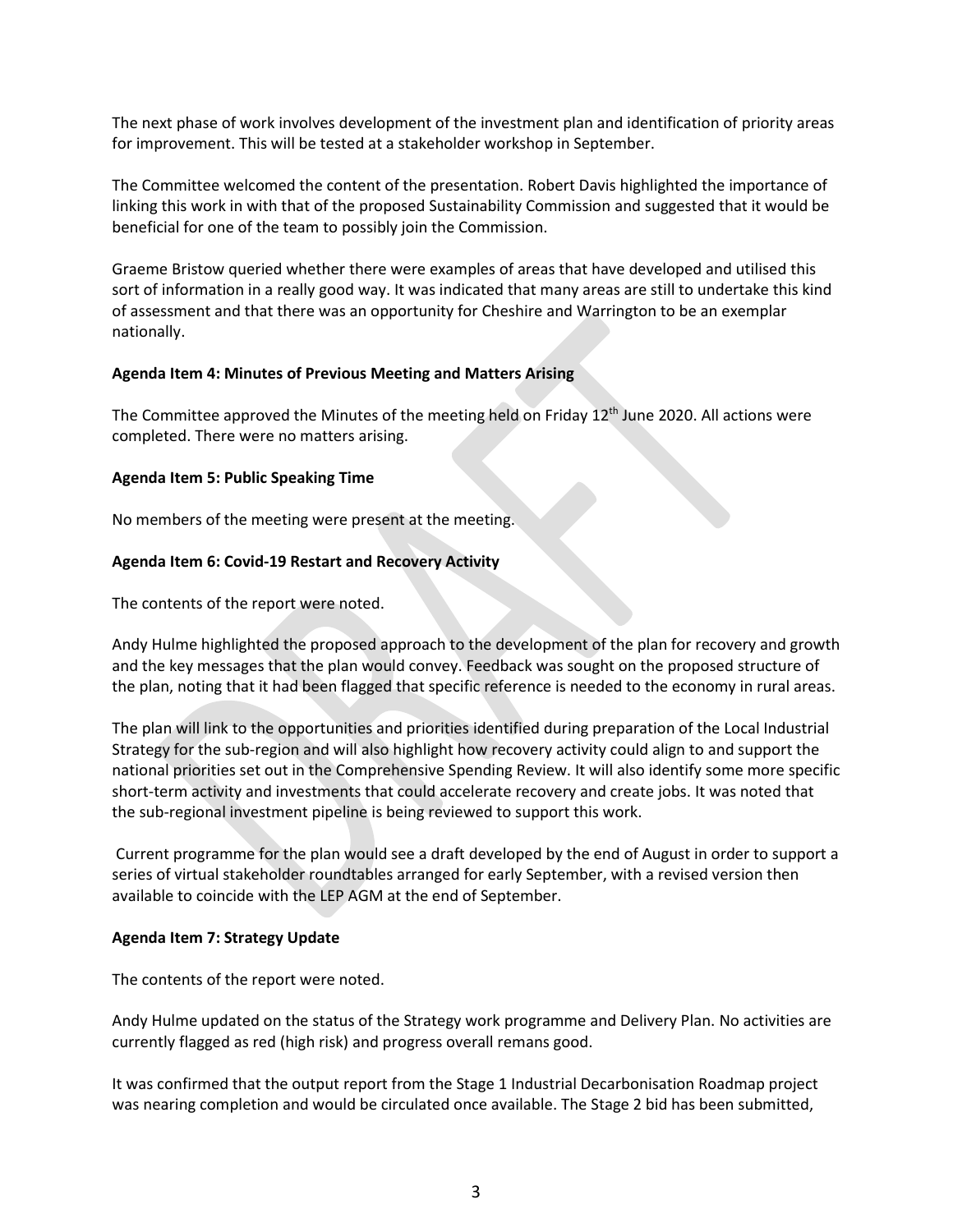The next phase of work involves development of the investment plan and identification of priority areas for improvement. This will be tested at a stakeholder workshop in September.

The Committee welcomed the content of the presentation. Robert Davis highlighted the importance of linking this work in with that of the proposed Sustainability Commission and suggested that it would be beneficial for one of the team to possibly join the Commission.

Graeme Bristow queried whether there were examples of areas that have developed and utilised this sort of information in a really good way. It was indicated that many areas are still to undertake this kind of assessment and that there was an opportunity for Cheshire and Warrington to be an exemplar nationally.

**Agenda Item 4: Minutes of Previous Meeting and Matters Arising**

The Committee approved the Minutes of the meeting held on Friday 12th June 2020. All actions were completed. There were no matters arising.

**Agenda Item 5: Public Speaking Time**

No members of the meeting were present at the meeting.

**Agenda Item 6: Covid-19 Restart and Recovery Activity**

The contents of the report were noted.

Andy Hulme highlighted the proposed approach to the development of the plan for recovery and growth and the key messages that the plan would convey. Feedback was sought on the proposed structure of the plan, noting that it had been flagged that specific reference is needed to the economy in rural areas.

The plan will link to the opportunities and priorities identified during preparation of the Local Industrial Strategy for the sub-region and will also highlight how recovery activity could align to and support the national priorities set out in the Comprehensive Spending Review. It will also identify some more specific short-term activity and investments that could accelerate recovery and create jobs. It was noted that the sub-regional investment pipeline is being reviewed to support this work.

Current programme for the plan would see a draft developed by the end of August in order to support a series of virtual stakeholder roundtables arranged for early September, with a revised version then available to coincide with the LEP AGM at the end of September.

**Agenda Item 7: Strategy Update**

The contents of the report were noted.

Andy Hulme updated on the status of the Strategy work programme and Delivery Plan. No activities are currently flagged as red (high risk) and progress overall remans good.

It was confirmed that the output report from the Stage 1 Industrial Decarbonisation Roadmap project was nearing completion and would be circulated once available. The Stage 2 bid has been submitted,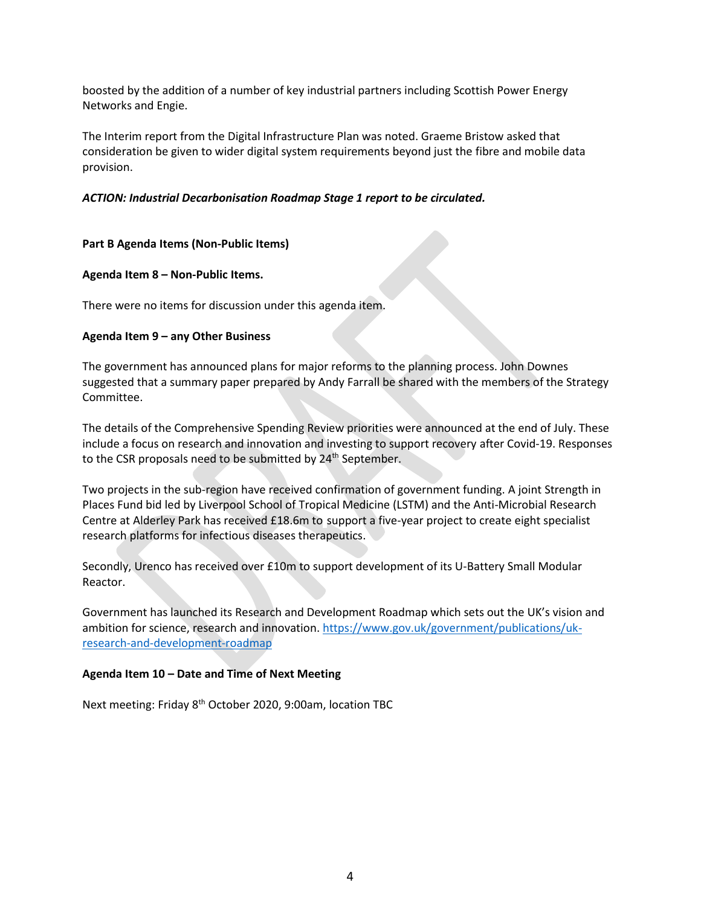boosted by the addition of a number of key industrial partners including Scottish Power Energy Networks and Engie.

The Interim report from the Digital Infrastructure Plan was noted. Graeme Bristow asked that consideration be given to wider digital system requirements beyond just the fibre and mobile data provision.

***ACTION: Industrial Decarbonisation Roadmap Stage 1 report to be circulated.***

**Part B Agenda Items (Non-Public Items)**

**Agenda Item 8 – Non-Public Items.**

There were no items for discussion under this agenda item.

**Agenda Item 9 – any Other Business**

The government has announced plans for major reforms to the planning process. John Downes suggested that a summary paper prepared by Andy Farrall be shared with the members of the Strategy Committee.

The details of the Comprehensive Spending Review priorities were announced at the end of July. These include a focus on research and innovation and investing to support recovery after Covid-19. Responses to the CSR proposals need to be submitted by 24th September.

Two projects in the sub-region have received confirmation of government funding. A joint Strength in Places Fund bid led by Liverpool School of Tropical Medicine (LSTM) and the Anti-Microbial Research Centre at Alderley Park has received £18.6m to support a five-year project to create eight specialist research platforms for infectious diseases therapeutics.

Secondly, Urenco has received over £10m to support development of its U-Battery Small Modular Reactor.

Government has launched its Research and Development Roadmap which sets out the UK's vision and ambition for science, research and innovation. https://www.gov.uk/government/publications/uk-research-and-development-roadmap

**Agenda Item 10 – Date and Time of Next Meeting**

Next meeting: Friday 8th October 2020, 9:00am, location TBC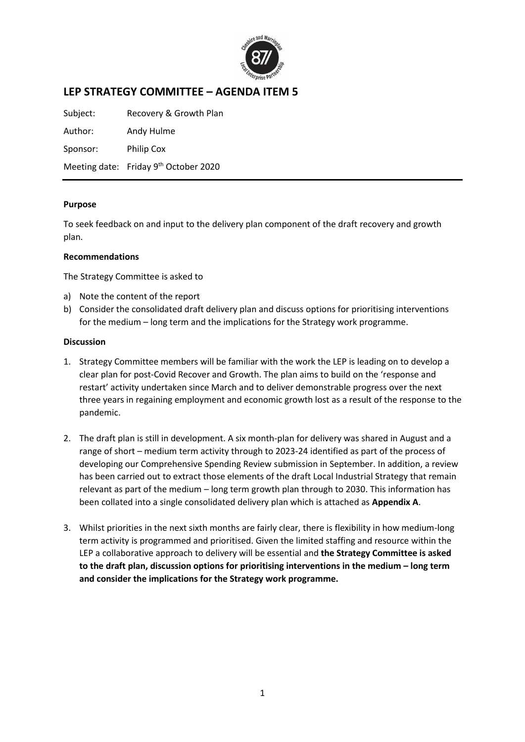## LEP STRATEGY COMMITTEE – AGENDA ITEM 5

Subject: Recovery & Growth Plan

Author: Andy Hulme

Sponsor: Philip Cox

Meeting date: Friday 9th October 2020

**Purpose**

To seek feedback on and input to the delivery plan component of the draft recovery and growth plan.

**Recommendations**

The Strategy Committee is asked to

a) Note the content of the report
b) Consider the consolidated draft delivery plan and discuss options for prioritising interventions for the medium – long term and the implications for the Strategy work programme.

**Discussion**

1. Strategy Committee members will be familiar with the work the LEP is leading on to develop a clear plan for post-Covid Recover and Growth. The plan aims to build on the 'response and restart' activity undertaken since March and to deliver demonstrable progress over the next three years in regaining employment and economic growth lost as a result of the response to the pandemic.

2. The draft plan is still in development. A six month-plan for delivery was shared in August and a range of short – medium term activity through to 2023-24 identified as part of the process of developing our Comprehensive Spending Review submission in September. In addition, a review has been carried out to extract those elements of the draft Local Industrial Strategy that remain relevant as part of the medium – long term growth plan through to 2030. This information has been collated into a single consolidated delivery plan which is attached as **Appendix A**.

3. Whilst priorities in the next sixth months are fairly clear, there is flexibility in how medium-long term activity is programmed and prioritised. Given the limited staffing and resource within the LEP a collaborative approach to delivery will be essential and **the Strategy Committee is asked to the draft plan, discussion options for prioritising interventions in the medium – long term and consider the implications for the Strategy work programme.**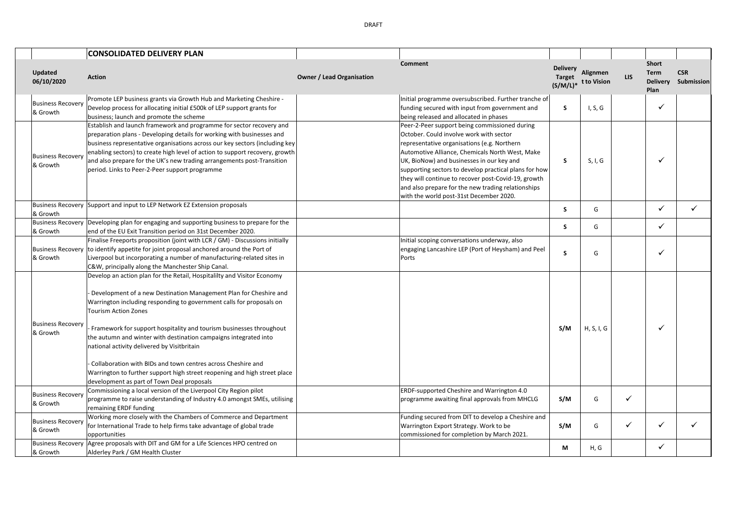DRAFT

| | CONSOLIDATED DELIVERY PLAN | | | | | | | |
|---|---|---|---|---|---|---|---|---|
| **Updated 06/10/2020** | **Action** | **Owner / Lead Organisation** | **Comment** | **Delivery Target (S/M/L)*** | **Alignment to Vision** | **LIS** | **Short Term Delivery Plan** | **CSR Submission** |
| Business Recovery & Growth | Promote LEP business grants via Growth Hub and Marketing Cheshire - Develop process for allocating initial £500k of LEP support grants for business; launch and promote the scheme | | Initial programme oversubscribed. Further tranche of funding secured with input from government and being released and allocated in phases | S | I, S, G | | ✓ | |
| Business Recovery & Growth | Establish and launch framework and programme for sector recovery and preparation plans - Developing details for working with businesses and business representative organisations across our key sectors (including key enabling sectors) to create high level of action to support recovery, growth and also prepare for the UK's new trading arrangements post-Transition period. Links to Peer-2-Peer support programme | | Peer-2-Peer support being commissioned during October. Could involve work with sector representative organisations (e.g. Northern Automotive Alliance, Chemicals North West, Make UK, BioNow) and businesses in our key and supporting sectors to develop practical plans for how they will continue to recover post-Covid-19, growth and also prepare for the new trading relationships with the world post-31st December 2020. | S | S, I, G | | ✓ | |
| Business Recovery & Growth | Support and input to LEP Network EZ Extension proposals | | | S | G | | ✓ | ✓ |
| Business Recovery & Growth | Developing plan for engaging and supporting business to prepare for the end of the EU Exit Transition period on 31st December 2020. | | | S | G | | ✓ | |
| Business Recovery & Growth | Finalise Freeports proposition (joint with LCR / GM) - Discussions initially to identify appetite for joint proposal anchored around the Port of Liverpool but incorporating a number of manufacturing-related sites in C&W, principally along the Manchester Ship Canal. | | Initial scoping conversations underway, also engaging Lancashire LEP (Port of Heysham) and Peel Ports | S | G | | ✓ | |
| Business Recovery & Growth | Develop an action plan for the Retail, Hospitalilty and Visitor Economy<br><br>- Development of a new Destination Management Plan for Cheshire and Warrington including responding to government calls for proposals on Tourism Action Zones<br><br>- Framework for support hospitality and tourism businesses throughout the autumn and winter with destination campaigns integrated into national activity delivered by Visitbritain<br><br>- Collaboration with BIDs and town centres across Cheshire and Warrington to further support high street reopening and high street place development as part of Town Deal proposals | | | S/M | H, S, I, G | | ✓ | |
| Business Recovery & Growth | Commissioning a local version of the Liverpool City Region pilot programme to raise understanding of Industry 4.0 amongst SMEs, utilising remaining ERDF funding | | ERDF-supported Cheshire and Warrington 4.0 programme awaiting final approvals from MHCLG | S/M | G | ✓ | | |
| Business Recovery & Growth | Working more closely with the Chambers of Commerce and Department for International Trade to help firms take advantage of global trade opportunities | | Funding secured from DIT to develop a Cheshire and Warrington Export Strategy. Work to be commissioned for completion by March 2021. | S/M | G | ✓ | ✓ | ✓ |
| Business Recovery & Growth | Agree proposals with DIT and GM for a Life Sciences HPO centred on Alderley Park / GM Health Cluster | | | M | H, G | | ✓ | |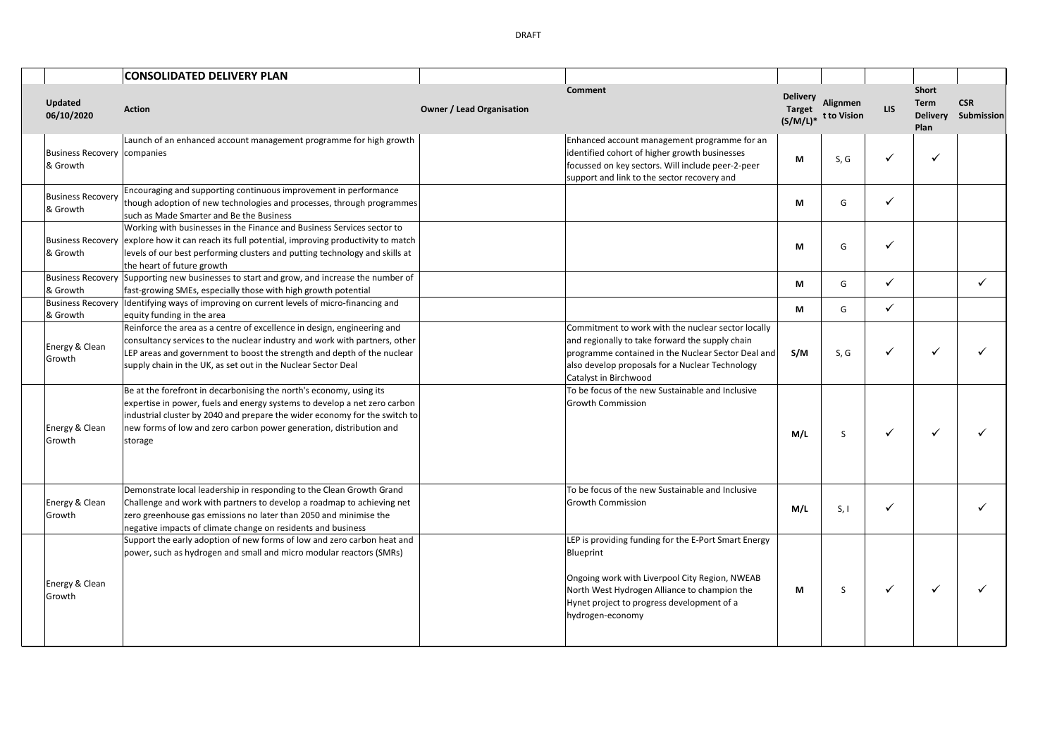DRAFT

| Updated 06/10/2020 | CONSOLIDATED DELIVERY PLAN<br>Action | Owner / Lead Organisation | Comment | Delivery Target (S/M/L)* | Alignment to Vision | LIS | Short Term Delivery Plan | CSR Submission |
|---|---|---|---|---|---|---|---|---|
| Business Recovery & Growth | Launch of an enhanced account management programme for high growth companies | | Enhanced account management programme for an identified cohort of higher growth businesses focussed on key sectors. Will include peer-2-peer support and link to the sector recovery and | **M** | S, G | ✓ | ✓ | |
| Business Recovery & Growth | Encouraging and supporting continuous improvement in performance though adoption of new technologies and processes, through programmes such as Made Smarter and Be the Business | | | **M** | G | ✓ | | |
| Business Recovery & Growth | Working with businesses in the Finance and Business Services sector to explore how it can reach its full potential, improving productivity to match levels of our best performing clusters and putting technology and skills at the heart of future growth | | | **M** | G | ✓ | | |
| Business Recovery & Growth | Supporting new businesses to start and grow, and increase the number of fast-growing SMEs, especially those with high growth potential | | | **M** | G | ✓ | | ✓ |
| Business Recovery & Growth | Identifying ways of improving on current levels of micro-financing and equity funding in the area | | | **M** | G | ✓ | | |
| Energy & Clean Growth | Reinforce the area as a centre of excellence in design, engineering and consultancy services to the nuclear industry and work with partners, other LEP areas and government to boost the strength and depth of the nuclear supply chain in the UK, as set out in the Nuclear Sector Deal | | Commitment to work with the nuclear sector locally and regionally to take forward the supply chain programme contained in the Nuclear Sector Deal and also develop proposals for a Nuclear Technology Catalyst in Birchwood | **S/M** | S, G | ✓ | ✓ | ✓ |
| Energy & Clean Growth | Be at the forefront in decarbonising the north's economy, using its expertise in power, fuels and energy systems to develop a net zero carbon industrial cluster by 2040 and prepare the wider economy for the switch to new forms of low and zero carbon power generation, distribution and storage | | To be focus of the new Sustainable and Inclusive Growth Commission | **M/L** | S | ✓ | ✓ | ✓ |
| Energy & Clean Growth | Demonstrate local leadership in responding to the Clean Growth Grand Challenge and work with partners to develop a roadmap to achieving net zero greenhouse gas emissions no later than 2050 and minimise the negative impacts of climate change on residents and business | | To be focus of the new Sustainable and Inclusive Growth Commission | **M/L** | S, I | ✓ | | ✓ |
| Energy & Clean Growth | Support the early adoption of new forms of low and zero carbon heat and power, such as hydrogen and small and micro modular reactors (SMRs) | | LEP is providing funding for the E-Port Smart Energy Blueprint<br><br>Ongoing work with Liverpool City Region, NWEAB North West Hydrogen Alliance to champion the Hynet project to progress development of a hydrogen-economy | **M** | S | ✓ | ✓ | ✓ |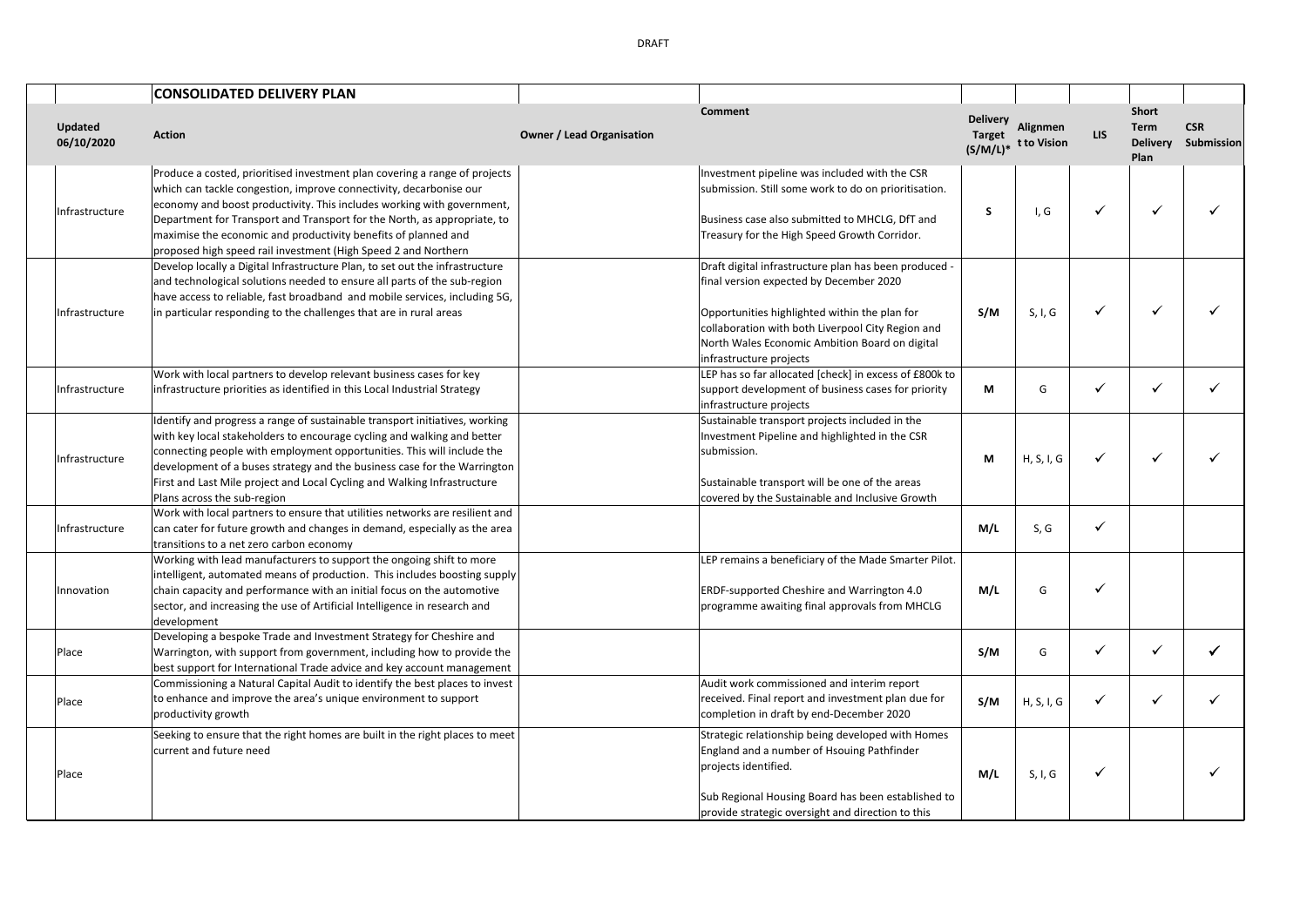DRAFT

| | | CONSOLIDATED DELIVERY PLAN | | | | | | | |
|---|---|---|---|---|---|---|---|---|---|
| | Updated 06/10/2020 | Action | Owner / Lead Organisation | Comment | Delivery Target (S/M/L)* | Alignment to Vision | LIS | Short Term Delivery Plan | CSR Submission |
| | Infrastructure | Produce a costed, prioritised investment plan covering a range of projects which can tackle congestion, improve connectivity, decarbonise our economy and boost productivity. This includes working with government, Department for Transport and Transport for the North, as appropriate, to maximise the economic and productivity benefits of planned and proposed high speed rail investment (High Speed 2 and Northern | | Investment pipeline was included with the CSR submission. Still some work to do on prioritisation.<br><br>Business case also submitted to MHCLG, DfT and Treasury for the High Speed Growth Corridor. | **S** | I, G | ✓ | ✓ | ✓ |
| | Infrastructure | Develop locally a Digital Infrastructure Plan, to set out the infrastructure and technological solutions needed to ensure all parts of the sub-region have access to reliable, fast broadband and mobile services, including 5G, in particular responding to the challenges that are in rural areas | | Draft digital infrastructure plan has been produced - final version expected by December 2020<br><br>Opportunities highlighted within the plan for collaboration with both Liverpool City Region and North Wales Economic Ambition Board on digital infrastructure projects | **S/M** | S, I, G | ✓ | ✓ | ✓ |
| | Infrastructure | Work with local partners to develop relevant business cases for key infrastructure priorities as identified in this Local Industrial Strategy | | LEP has so far allocated [check] in excess of £800k to support development of business cases for priority infrastructure projects | **M** | G | ✓ | ✓ | ✓ |
| | Infrastructure | Identify and progress a range of sustainable transport initiatives, working with key local stakeholders to encourage cycling and walking and better connecting people with employment opportunities. This will include the development of a buses strategy and the business case for the Warrington First and Last Mile project and Local Cycling and Walking Infrastructure Plans across the sub-region | | Sustainable transport projects included in the Investment Pipeline and highlighted in the CSR submission.<br><br>Sustainable transport will be one of the areas covered by the Sustainable and Inclusive Growth | **M** | H, S, I, G | ✓ | ✓ | ✓ |
| | Infrastructure | Work with local partners to ensure that utilities networks are resilient and can cater for future growth and changes in demand, especially as the area transitions to a net zero carbon economy | | | **M/L** | S, G | ✓ | | |
| | Innovation | Working with lead manufacturers to support the ongoing shift to more intelligent, automated means of production. This includes boosting supply chain capacity and performance with an initial focus on the automotive sector, and increasing the use of Artificial Intelligence in research and development | | LEP remains a beneficiary of the Made Smarter Pilot.<br><br>ERDF-supported Cheshire and Warrington 4.0 programme awaiting final approvals from MHCLG | **M/L** | G | ✓ | | |
| | Place | Developing a bespoke Trade and Investment Strategy for Cheshire and Warrington, with support from government, including how to provide the best support for International Trade advice and key account management | | | **S/M** | G | ✓ | ✓ | ✓ |
| | Place | Commissioning a Natural Capital Audit to identify the best places to invest to enhance and improve the area's unique environment to support productivity growth | | Audit work commissioned and interim report received. Final report and investment plan due for completion in draft by end-December 2020 | **S/M** | H, S, I, G | ✓ | ✓ | ✓ |
| | Place | Seeking to ensure that the right homes are built in the right places to meet current and future need | | Strategic relationship being developed with Homes England and a number of Hsouing Pathfinder projects identified.<br><br>Sub Regional Housing Board has been established to provide strategic oversight and direction to this | **M/L** | S, I, G | ✓ | | ✓ |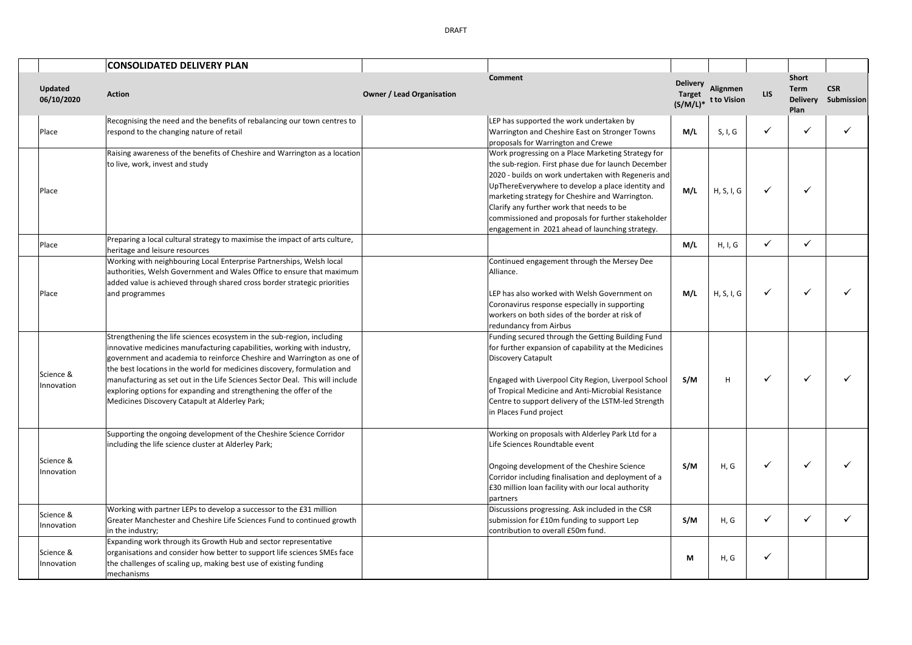DRAFT

| | | CONSOLIDATED DELIVERY PLAN | | | | | | | |
|---|---|---|---|---|---|---|---|---|---|
| | **Updated 06/10/2020** | **Action** | **Owner / Lead Organisation** | **Comment** | **Delivery Target (S/M/L)*** | **Alignment to Vision** | **LIS** | **Short Term Delivery Plan** | **CSR Submission** |
| | Place | Recognising the need and the benefits of rebalancing our town centres to respond to the changing nature of retail | | LEP has supported the work undertaken by Warrington and Cheshire East on Stronger Towns proposals for Warrington and Crewe | **M/L** | S, I, G | ✓ | ✓ | ✓ |
| | Place | Raising awareness of the benefits of Cheshire and Warrington as a location to live, work, invest and study | | Work progressing on a Place Marketing Strategy for the sub-region. First phase due for launch December 2020 - builds on work undertaken with Regeneris and UpThereEverywhere to develop a place identity and marketing strategy for Cheshire and Warrington. Clarify any further work that needs to be commissioned and proposals for further stakeholder engagement in 2021 ahead of launching strategy. | **M/L** | H, S, I, G | ✓ | ✓ | |
| | Place | Preparing a local cultural strategy to maximise the impact of arts culture, heritage and leisure resources | | | **M/L** | H, I, G | ✓ | ✓ | |
| | Place | Working with neighbouring Local Enterprise Partnerships, Welsh local authorities, Welsh Government and Wales Office to ensure that maximum added value is achieved through shared cross border strategic priorities and programmes | | Continued engagement through the Mersey Dee Alliance.<br><br>LEP has also worked with Welsh Government on Coronavirus response especially in supporting workers on both sides of the border at risk of redundancy from Airbus | **M/L** | H, S, I, G | ✓ | ✓ | ✓ |
| | Science & Innovation | Strengthening the life sciences ecosystem in the sub-region, including innovative medicines manufacturing capabilities, working with industry, government and academia to reinforce Cheshire and Warrington as one of the best locations in the world for medicines discovery, formulation and manufacturing as set out in the Life Sciences Sector Deal. This will include exploring options for expanding and strengthening the offer of the Medicines Discovery Catapult at Alderley Park; | | Funding secured through the Getting Building Fund for further expansion of capability at the Medicines Discovery Catapult<br><br>Engaged with Liverpool City Region, Liverpool School of Tropical Medicine and Anti-Microbial Resistance Centre to support delivery of the LSTM-led Strength in Places Fund project | **S/M** | H | ✓ | ✓ | ✓ |
| | Science & Innovation | Supporting the ongoing development of the Cheshire Science Corridor including the life science cluster at Alderley Park; | | Working on proposals with Alderley Park Ltd for a Life Sciences Roundtable event<br><br>Ongoing development of the Cheshire Science Corridor including finalisation and deployment of a £30 million loan facility with our local authority partners | **S/M** | H, G | ✓ | ✓ | ✓ |
| | Science & Innovation | Working with partner LEPs to develop a successor to the £31 million Greater Manchester and Cheshire Life Sciences Fund to continued growth in the industry; | | Discussions progressing. Ask included in the CSR submission for £10m funding to support Lep contribution to overall £50m fund. | **S/M** | H, G | ✓ | ✓ | ✓ |
| | Science & Innovation | Expanding work through its Growth Hub and sector representative organisations and consider how better to support life sciences SMEs face the challenges of scaling up, making best use of existing funding mechanisms | | | **M** | H, G | ✓ | | |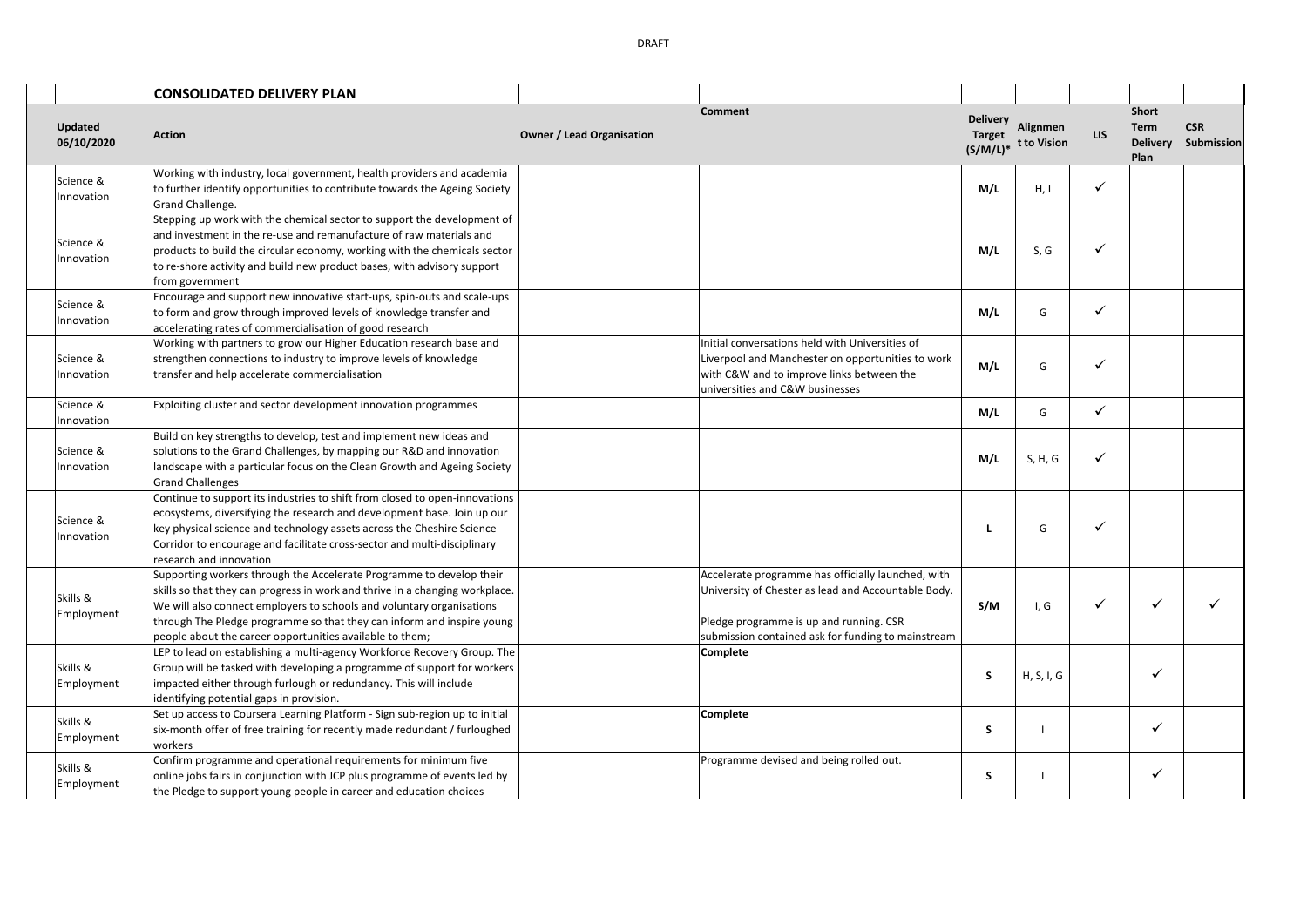DRAFT

| | | CONSOLIDATED DELIVERY PLAN | | | | | | | |
|---|---|---|---|---|---|---|---|---|---|
| Updated 06/10/2020 | | Action | Owner / Lead Organisation | Comment | Delivery Target (S/M/L)* | Alignment to Vision | LIS | Short Term Delivery Plan | CSR Submission |
| Science & Innovation | | Working with industry, local government, health providers and academia to further identify opportunities to contribute towards the Ageing Society Grand Challenge. | | | M/L | H, I | ✓ | | |
| Science & Innovation | | Stepping up work with the chemical sector to support the development of and investment in the re-use and remanufacture of raw materials and products to build the circular economy, working with the chemicals sector to re-shore activity and build new product bases, with advisory support from government | | | M/L | S, G | ✓ | | |
| Science & Innovation | | Encourage and support new innovative start-ups, spin-outs and scale-ups to form and grow through improved levels of knowledge transfer and accelerating rates of commercialisation of good research | | | M/L | G | ✓ | | |
| Science & Innovation | | Working with partners to grow our Higher Education research base and strengthen connections to industry to improve levels of knowledge transfer and help accelerate commercialisation | | Initial conversations held with Universities of Liverpool and Manchester on opportunities to work with C&W and to improve links between the universities and C&W businesses | M/L | G | ✓ | | |
| Science & Innovation | | Exploiting cluster and sector development innovation programmes | | | M/L | G | ✓ | | |
| Science & Innovation | | Build on key strengths to develop, test and implement new ideas and solutions to the Grand Challenges, by mapping our R&D and innovation landscape with a particular focus on the Clean Growth and Ageing Society Grand Challenges | | | M/L | S, H, G | ✓ | | |
| Science & Innovation | | Continue to support its industries to shift from closed to open-innovations ecosystems, diversifying the research and development base. Join up our key physical science and technology assets across the Cheshire Science Corridor to encourage and facilitate cross-sector and multi-disciplinary research and innovation | | | L | G | ✓ | | |
| Skills & Employment | | Supporting workers through the Accelerate Programme to develop their skills so that they can progress in work and thrive in a changing workplace. We will also connect employers to schools and voluntary organisations through The Pledge programme so that they can inform and inspire young people about the career opportunities available to them; | | Accelerate programme has officially launched, with University of Chester as lead and Accountable Body.<br><br>Pledge programme is up and running. CSR submission contained ask for funding to mainstream | S/M | I, G | ✓ | ✓ | ✓ |
| Skills & Employment | | LEP to lead on establishing a multi-agency Workforce Recovery Group. The Group will be tasked with developing a programme of support for workers impacted either through furlough or redundancy. This will include identifying potential gaps in provision. | | **Complete** | S | H, S, I, G | | ✓ | |
| Skills & Employment | | Set up access to Coursera Learning Platform - Sign sub-region up to initial six-month offer of free training for recently made redundant / furloughed workers | | **Complete** | S | I | | ✓ | |
| Skills & Employment | | Confirm programme and operational requirements for minimum five online jobs fairs in conjunction with JCP plus programme of events led by the Pledge to support young people in career and education choices | | Programme devised and being rolled out. | S | I | | ✓ | |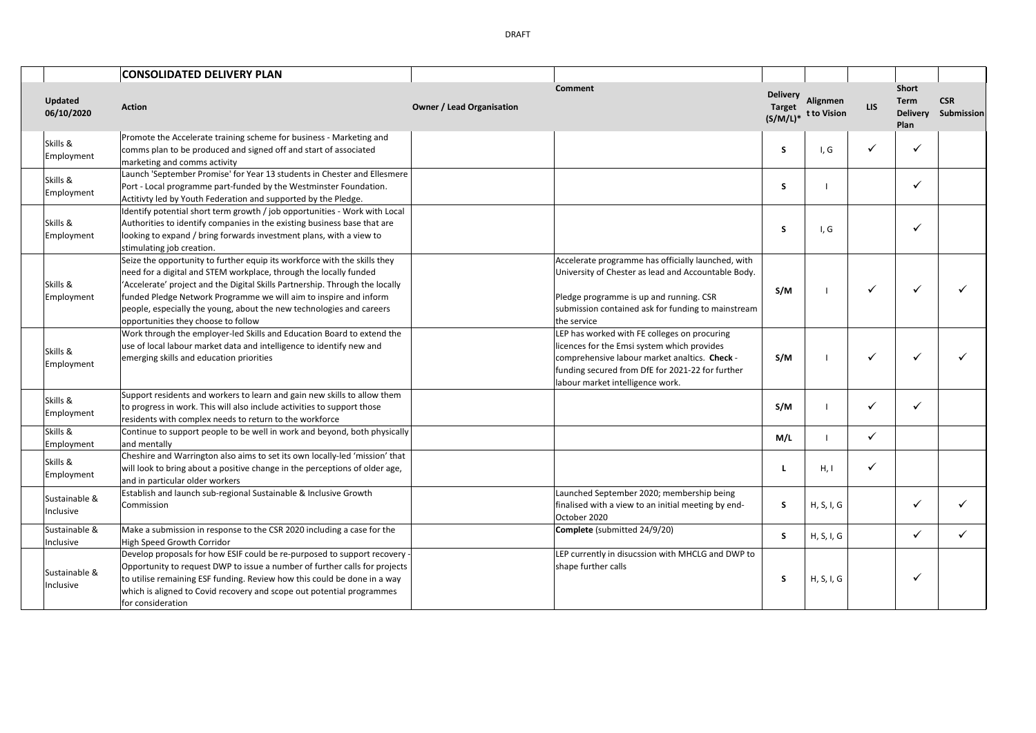DRAFT

| Updated 06/10/2020 | CONSOLIDATED DELIVERY PLAN<br>Action | Owner / Lead Organisation | Comment | Delivery Target (S/M/L)* | Alignment to Vision | LIS | Short Term Delivery Plan | CSR Submission |
|---|---|---|---|---|---|---|---|---|
| Skills & Employment | Promote the Accelerate training scheme for business - Marketing and comms plan to be produced and signed off and start of associated marketing and comms activity | | | S | I, G | ✓ | ✓ | |
| Skills & Employment | Launch 'September Promise' for Year 13 students in Chester and Ellesmere Port - Local programme part-funded by the Westminster Foundation. Actitivty led by Youth Federation and supported by the Pledge. | | | S | I | | ✓ | |
| Skills & Employment | Identify potential short term growth / job opportunities - Work with Local Authorities to identify companies in the existing business base that are looking to expand / bring forwards investment plans, with a view to stimulating job creation. | | | S | I, G | | ✓ | |
| Skills & Employment | Seize the opportunity to further equip its workforce with the skills they need for a digital and STEM workplace, through the locally funded 'Accelerate' project and the Digital Skills Partnership. Through the locally funded Pledge Network Programme we will aim to inspire and inform people, especially the young, about the new technologies and careers opportunities they choose to follow | | Accelerate programme has officially launched, with University of Chester as lead and Accountable Body.<br><br>Pledge programme is up and running. CSR submission contained ask for funding to mainstream the service | S/M | I | ✓ | ✓ | ✓ |
| Skills & Employment | Work through the employer-led Skills and Education Board to extend the use of local labour market data and intelligence to identify new and emerging skills and education priorities | | LEP has worked with FE colleges on procuring licences for the Emsi system which provides comprehensive labour market analtics. **Check** - funding secured from DfE for 2021-22 for further labour market intelligence work. | S/M | I | ✓ | ✓ | ✓ |
| Skills & Employment | Support residents and workers to learn and gain new skills to allow them to progress in work. This will also include activities to support those residents with complex needs to return to the workforce | | | S/M | I | ✓ | ✓ | |
| Skills & Employment | Continue to support people to be well in work and beyond, both physically and mentally | | | M/L | I | ✓ | | |
| Skills & Employment | Cheshire and Warrington also aims to set its own locally-led 'mission' that will look to bring about a positive change in the perceptions of older age, and in particular older workers | | | L | H, I | ✓ | | |
| Sustainable & Inclusive | Establish and launch sub-regional Sustainable & Inclusive Growth Commission | | Launched September 2020; membership being finalised with a view to an initial meeting by end-October 2020 | S | H, S, I, G | | ✓ | ✓ |
| Sustainable & Inclusive | Make a submission in response to the CSR 2020 including a case for the High Speed Growth Corridor | | **Complete** (submitted 24/9/20) | S | H, S, I, G | | ✓ | ✓ |
| Sustainable & Inclusive | Develop proposals for how ESIF could be re-purposed to support recovery - Opportunity to request DWP to issue a number of further calls for projects to utilise remaining ESF funding. Review how this could be done in a way which is aligned to Covid recovery and scope out potential programmes for consideration | | LEP currently in disucssion with MHCLG and DWP to shape further calls | S | H, S, I, G | | ✓ | |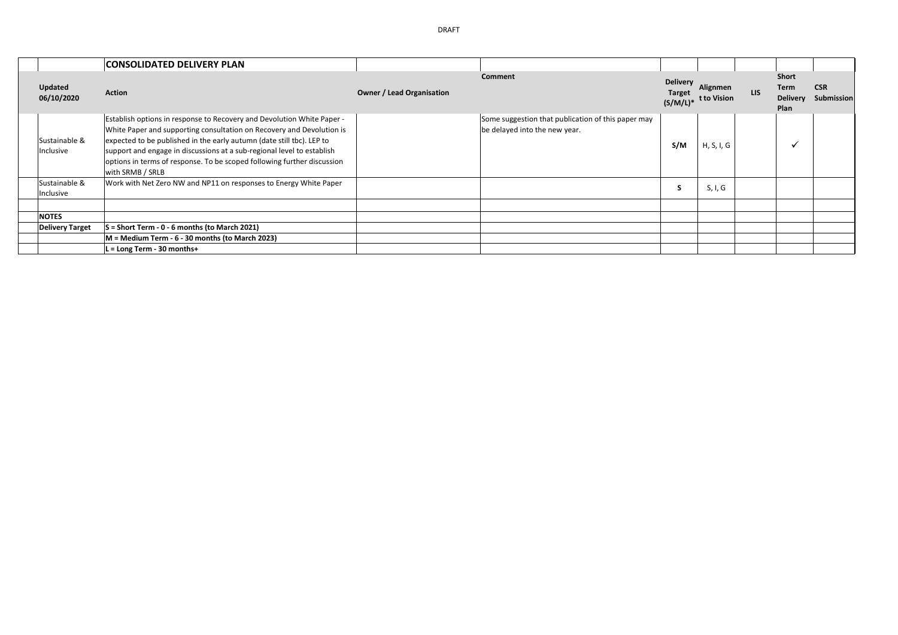DRAFT

| | | CONSOLIDATED DELIVERY PLAN | | | | | | | |
|---|---|---|---|---|---|---|---|---|---|
| | Updated 06/10/2020 | Action | Owner / Lead Organisation | Comment | Delivery Target (S/M/L)* | Alignment to Vision | LIS | Short Term Delivery Plan | CSR Submission |
| | Sustainable & Inclusive | Establish options in response to Recovery and Devolution White Paper - White Paper and supporting consultation on Recovery and Devolution is expected to be published in the early autumn (date still tbc). LEP to support and engage in discussions at a sub-regional level to establish options in terms of response. To be scoped following further discussion with SRMB / SRLB | | Some suggestion that publication of this paper may be delayed into the new year. | S/M | H, S, I, G | | ✓ | |
| | Sustainable & Inclusive | Work with Net Zero NW and NP11 on responses to Energy White Paper | | | S | S, I, G | | | |
| | | | | | | | | | |
| | **NOTES** | | | | | | | | |
| | **Delivery Target** | **S = Short Term - 0 - 6 months (to March 2021)** | | | | | | | |
| | | **M = Medium Term - 6 - 30 months (to March 2023)** | | | | | | | |
| | | **L = Long Term - 30 months+** | | | | | | | |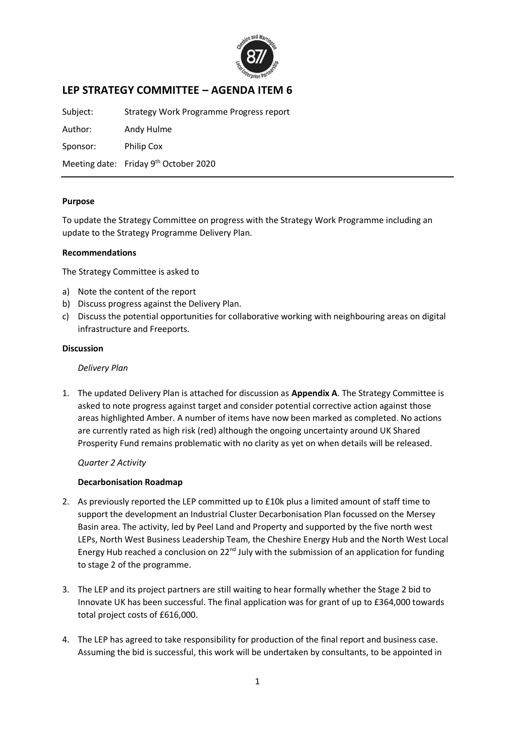# LEP STRATEGY COMMITTEE – AGENDA ITEM 6

Subject: Strategy Work Programme Progress report

Author: Andy Hulme

Sponsor: Philip Cox

Meeting date: Friday 9th October 2020

---

**Purpose**

To update the Strategy Committee on progress with the Strategy Work Programme including an update to the Strategy Programme Delivery Plan.

**Recommendations**

The Strategy Committee is asked to

a) Note the content of the report
b) Discuss progress against the Delivery Plan.
c) Discuss the potential opportunities for collaborative working with neighbouring areas on digital infrastructure and Freeports.

**Discussion**

*Delivery Plan*

1. The updated Delivery Plan is attached for discussion as **Appendix A**. The Strategy Committee is asked to note progress against target and consider potential corrective action against those areas highlighted Amber. A number of items have now been marked as completed. No actions are currently rated as high risk (red) although the ongoing uncertainty around UK Shared Prosperity Fund remains problematic with no clarity as yet on when details will be released.

*Quarter 2 Activity*

**Decarbonisation Roadmap**

2. As previously reported the LEP committed up to £10k plus a limited amount of staff time to support the development an Industrial Cluster Decarbonisation Plan focussed on the Mersey Basin area. The activity, led by Peel Land and Property and supported by the five north west LEPs, North West Business Leadership Team, the Cheshire Energy Hub and the North West Local Energy Hub reached a conclusion on 22nd July with the submission of an application for funding to stage 2 of the programme.

3. The LEP and its project partners are still waiting to hear formally whether the Stage 2 bid to Innovate UK has been successful. The final application was for grant of up to £364,000 towards total project costs of £616,000.

4. The LEP has agreed to take responsibility for production of the final report and business case. Assuming the bid is successful, this work will be undertaken by consultants, to be appointed in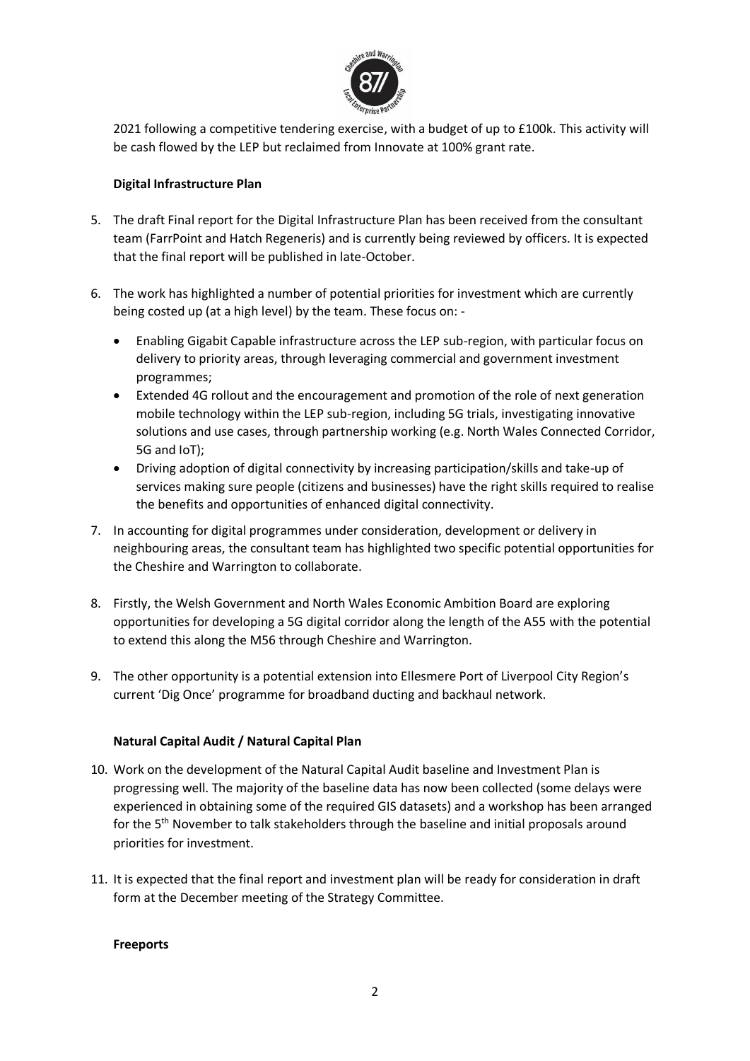2021 following a competitive tendering exercise, with a budget of up to £100k. This activity will be cash flowed by the LEP but reclaimed from Innovate at 100% grant rate.

**Digital Infrastructure Plan**

5. The draft Final report for the Digital Infrastructure Plan has been received from the consultant team (FarrPoint and Hatch Regeneris) and is currently being reviewed by officers. It is expected that the final report will be published in late-October.

6. The work has highlighted a number of potential priorities for investment which are currently being costed up (at a high level) by the team. These focus on: -

   - Enabling Gigabit Capable infrastructure across the LEP sub-region, with particular focus on delivery to priority areas, through leveraging commercial and government investment programmes;
   - Extended 4G rollout and the encouragement and promotion of the role of next generation mobile technology within the LEP sub-region, including 5G trials, investigating innovative solutions and use cases, through partnership working (e.g. North Wales Connected Corridor, 5G and IoT);
   - Driving adoption of digital connectivity by increasing participation/skills and take-up of services making sure people (citizens and businesses) have the right skills required to realise the benefits and opportunities of enhanced digital connectivity.

7. In accounting for digital programmes under consideration, development or delivery in neighbouring areas, the consultant team has highlighted two specific potential opportunities for the Cheshire and Warrington to collaborate.

8. Firstly, the Welsh Government and North Wales Economic Ambition Board are exploring opportunities for developing a 5G digital corridor along the length of the A55 with the potential to extend this along the M56 through Cheshire and Warrington.

9. The other opportunity is a potential extension into Ellesmere Port of Liverpool City Region's current 'Dig Once' programme for broadband ducting and backhaul network.

**Natural Capital Audit / Natural Capital Plan**

10. Work on the development of the Natural Capital Audit baseline and Investment Plan is progressing well. The majority of the baseline data has now been collected (some delays were experienced in obtaining some of the required GIS datasets) and a workshop has been arranged for the 5th November to talk stakeholders through the baseline and initial proposals around priorities for investment.

11. It is expected that the final report and investment plan will be ready for consideration in draft form at the December meeting of the Strategy Committee.

**Freeports**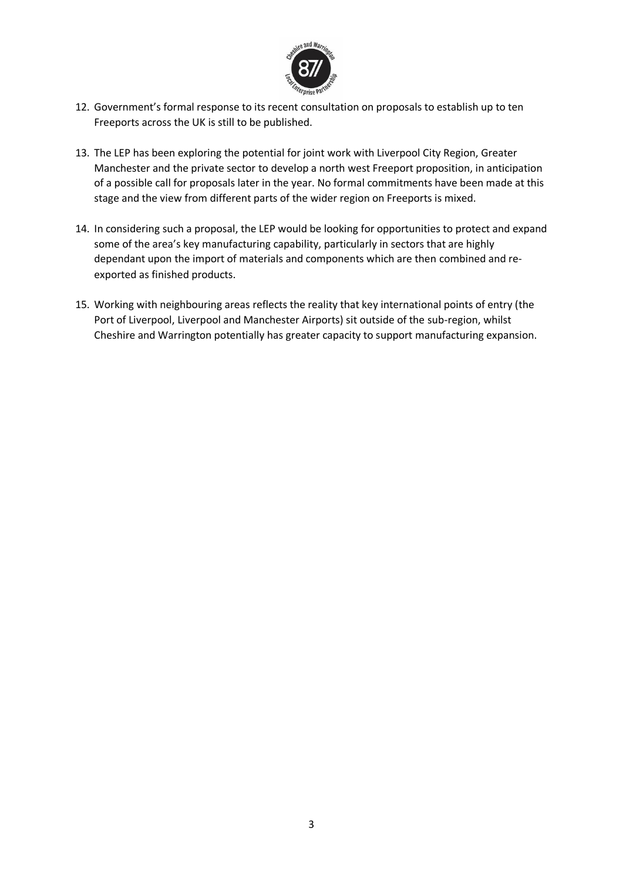12. Government's formal response to its recent consultation on proposals to establish up to ten Freeports across the UK is still to be published.

13. The LEP has been exploring the potential for joint work with Liverpool City Region, Greater Manchester and the private sector to develop a north west Freeport proposition, in anticipation of a possible call for proposals later in the year. No formal commitments have been made at this stage and the view from different parts of the wider region on Freeports is mixed.

14. In considering such a proposal, the LEP would be looking for opportunities to protect and expand some of the area's key manufacturing capability, particularly in sectors that are highly dependant upon the import of materials and components which are then combined and re-exported as finished products.

15. Working with neighbouring areas reflects the reality that key international points of entry (the Port of Liverpool, Liverpool and Manchester Airports) sit outside of the sub-region, whilst Cheshire and Warrington potentially has greater capacity to support manufacturing expansion.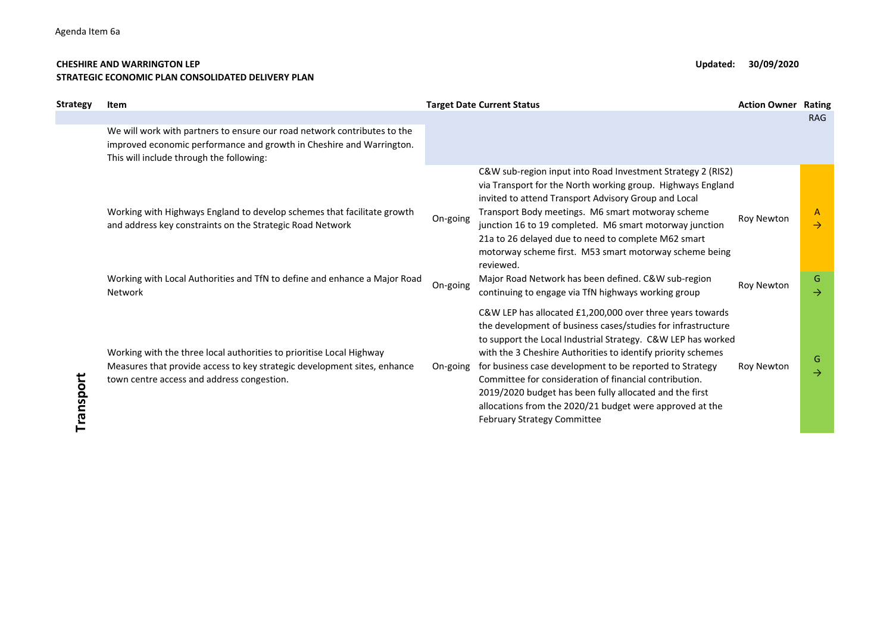Agenda Item 6a

**CHESHIRE AND WARRINGTON LEP**
**STRATEGIC ECONOMIC PLAN CONSOLIDATED DELIVERY PLAN**

**Updated: 30/09/2020**

| Strategy | Item | Target Date | Current Status | Action Owner | Rating RAG |
|---|---|---|---|---|---|
| Transport | We will work with partners to ensure our road network contributes to the improved economic performance and growth in Cheshire and Warrington. This will include through the following: | | | | |
| | Working with Highways England to develop schemes that facilitate growth and address key constraints on the Strategic Road Network | On-going | C&W sub-region input into Road Investment Strategy 2 (RIS2) via Transport for the North working group. Highways England invited to attend Transport Advisory Group and Local Transport Body meetings. M6 smart motoray scheme junction 16 to 19 completed. M6 smart motorway junction 21a to 26 delayed due to need to complete M62 smart motorway scheme first. M53 smart motorway scheme being reviewed. | Roy Newton | A → |
| | Working with Local Authorities and TfN to define and enhance a Major Road Network | On-going | Major Road Network has been defined. C&W sub-region continuing to engage via TfN highways working group | Roy Newton | G → |
| | Working with the three local authorities to prioritise Local Highway Measures that provide access to key strategic development sites, enhance town centre access and address congestion. | On-going | C&W LEP has allocated £1,200,000 over three years towards the development of business cases/studies for infrastructure to support the Local Industrial Strategy. C&W LEP has worked with the 3 Cheshire Authorities to identify priority schemes for business case development to be reported to Strategy Committee for consideration of financial contribution. 2019/2020 budget has been fully allocated and the first allocations from the 2020/21 budget were approved at the February Strategy Committee | Roy Newton | G → |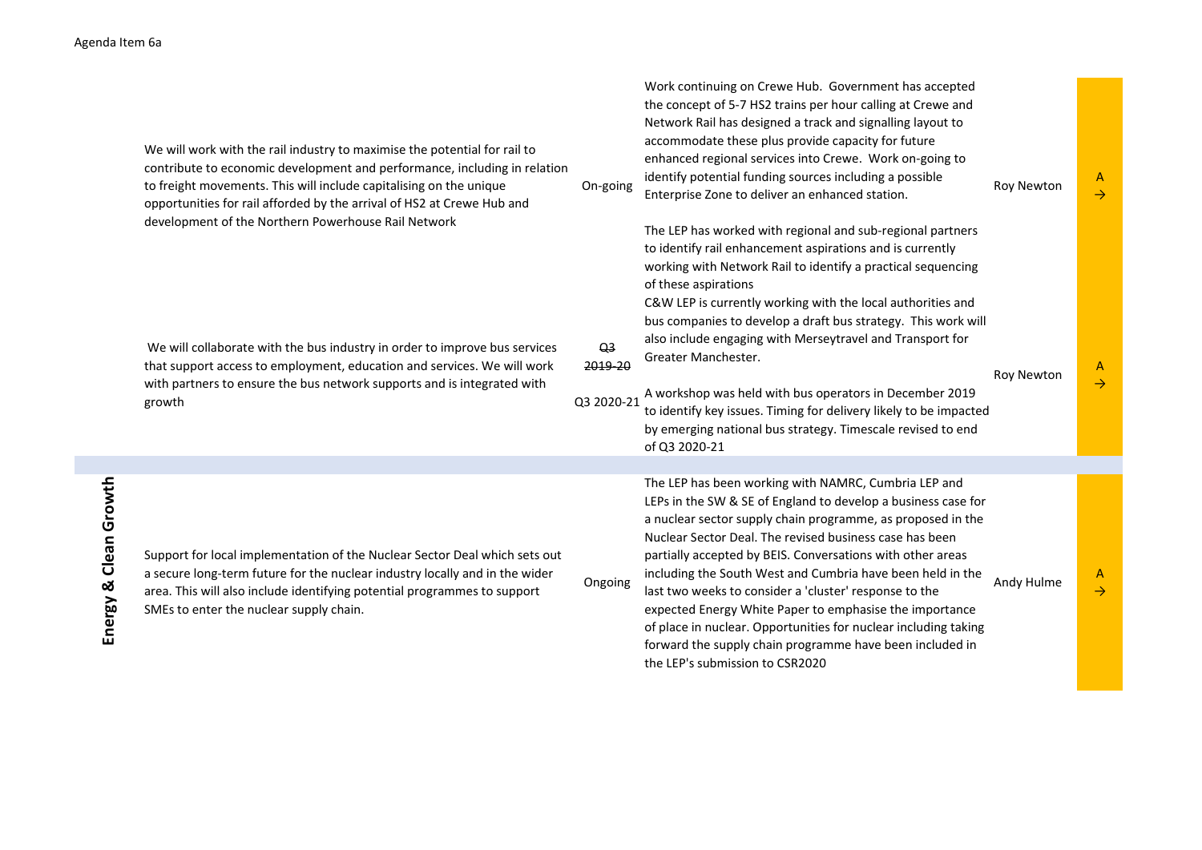Agenda Item 6a

| Theme | Action | Timescale | Progress | Lead | RAG |
| --- | --- | --- | --- | --- | --- |
| | We will work with the rail industry to maximise the potential for rail to contribute to economic development and performance, including in relation to freight movements. This will include capitalising on the unique opportunities for rail afforded by the arrival of HS2 at Crewe Hub and development of the Northern Powerhouse Rail Network | On-going | Work continuing on Crewe Hub. Government has accepted the concept of 5-7 HS2 trains per hour calling at Crewe and Network Rail has designed a track and signalling layout to accommodate these plus provide capacity for future enhanced regional services into Crewe. Work on-going to identify potential funding sources including a possible Enterprise Zone to deliver an enhanced station.<br><br>The LEP has worked with regional and sub-regional partners to identify rail enhancement aspirations and is currently working with Network Rail to identify a practical sequencing of these aspirations | Roy Newton | A → |
| | We will collaborate with the bus industry in order to improve bus services that support access to employment, education and services. We will work with partners to ensure the bus network supports and is integrated with growth | ~~Q3 2019-20~~<br><br>Q3 2020-21 | C&W LEP is currently working with the local authorities and bus companies to develop a draft bus strategy. This work will also include engaging with Merseytravel and Transport for Greater Manchester.<br><br>A workshop was held with bus operators in December 2019 to identify key issues. Timing for delivery likely to be impacted by emerging national bus strategy. Timescale revised to end of Q3 2020-21 | Roy Newton | A → |
| **Energy & Clean Growth** | Support for local implementation of the Nuclear Sector Deal which sets out a secure long-term future for the nuclear industry locally and in the wider area. This will also include identifying potential programmes to support SMEs to enter the nuclear supply chain. | Ongoing | The LEP has been working with NAMRC, Cumbria LEP and LEPs in the SW & SE of England to develop a business case for a nuclear sector supply chain programme, as proposed in the Nuclear Sector Deal. The revised business case has been partially accepted by BEIS. Conversations with other areas including the South West and Cumbria have been held in the last two weeks to consider a 'cluster' response to the expected Energy White Paper to emphasise the importance of place in nuclear. Opportunities for nuclear including taking forward the supply chain programme have been included in the LEP's submission to CSR2020 | Andy Hulme | A → |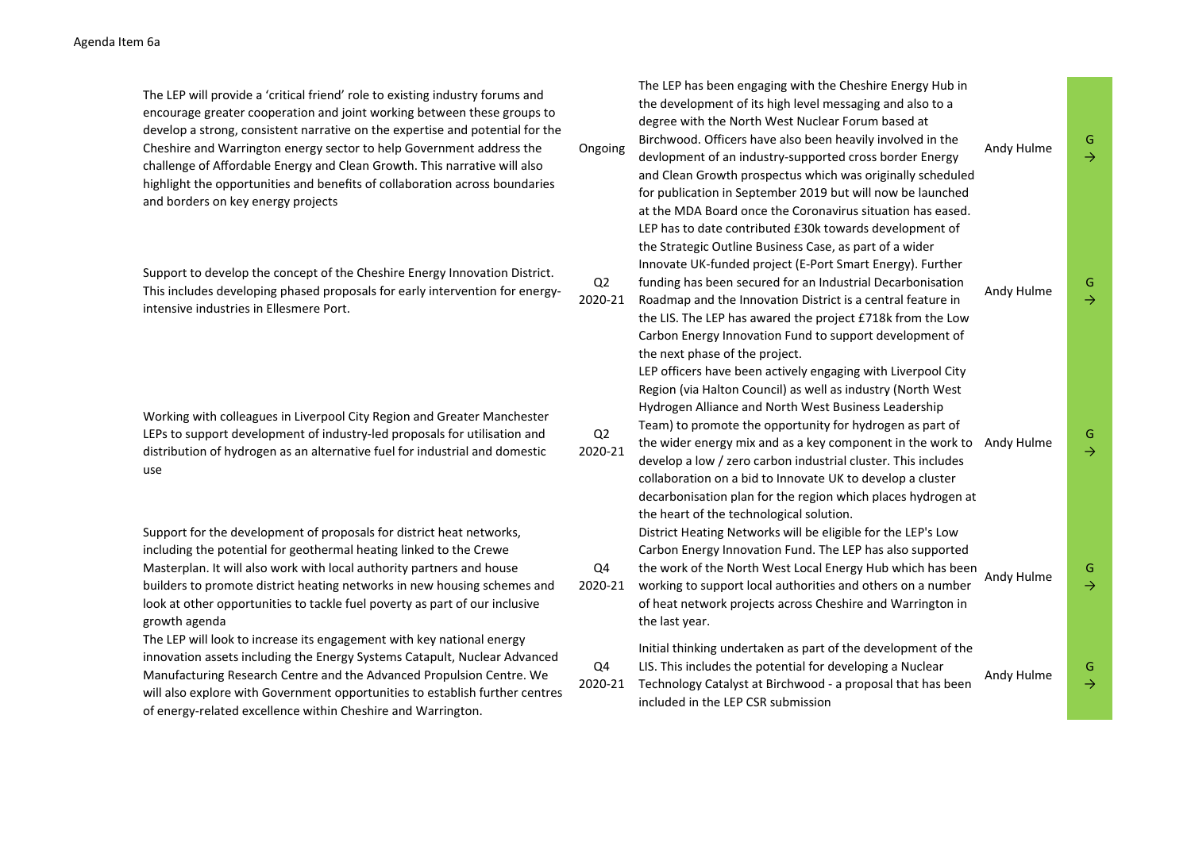Agenda Item 6a

| | | | | |
|---|---|---|---|---|
| The LEP will provide a 'critical friend' role to existing industry forums and encourage greater cooperation and joint working between these groups to develop a strong, consistent narrative on the expertise and potential for the Cheshire and Warrington energy sector to help Government address the challenge of Affordable Energy and Clean Growth. This narrative will also highlight the opportunities and benefits of collaboration across boundaries and borders on key energy projects | Ongoing | The LEP has been engaging with the Cheshire Energy Hub in the development of its high level messaging and also to a degree with the North West Nuclear Forum based at Birchwood. Officers have also been heavily involved in the devlopment of an industry-supported cross border Energy and Clean Growth prospectus which was originally scheduled for publication in September 2019 but will now be launched at the MDA Board once the Coronavirus situation has eased. | Andy Hulme | G → |
| Support to develop the concept of the Cheshire Energy Innovation District. This includes developing phased proposals for early intervention for energy-intensive industries in Ellesmere Port. | Q2 2020-21 | LEP has to date contributed £30k towards development of the Strategic Outline Business Case, as part of a wider Innovate UK-funded project (E-Port Smart Energy). Further funding has been secured for an Industrial Decarbonisation Roadmap and the Innovation District is a central feature in the LIS. The LEP has awared the project £718k from the Low Carbon Energy Innovation Fund to support development of the next phase of the project. | Andy Hulme | G → |
| Working with colleagues in Liverpool City Region and Greater Manchester LEPs to support development of industry-led proposals for utilisation and distribution of hydrogen as an alternative fuel for industrial and domestic use | Q2 2020-21 | LEP officers have been actively engaging with Liverpool City Region (via Halton Council) as well as industry (North West Hydrogen Alliance and North West Business Leadership Team) to promote the opportunity for hydrogen as part of the wider energy mix and as a key component in the work to develop a low / zero carbon industrial cluster. This includes collaboration on a bid to Innovate UK to develop a cluster decarbonisation plan for the region which places hydrogen at the heart of the technological solution. | Andy Hulme | G → |
| Support for the development of proposals for district heat networks, including the potential for geothermal heating linked to the Crewe Masterplan. It will also work with local authority partners and house builders to promote district heating networks in new housing schemes and look at other opportunities to tackle fuel poverty as part of our inclusive growth agenda | Q4 2020-21 | District Heating Networks will be eligible for the LEP's Low Carbon Energy Innovation Fund. The LEP has also supported the work of the North West Local Energy Hub which has been working to support local authorities and others on a number of heat network projects across Cheshire and Warrington in the last year. | Andy Hulme | G → |
| The LEP will look to increase its engagement with key national energy innovation assets including the Energy Systems Catapult, Nuclear Advanced Manufacturing Research Centre and the Advanced Propulsion Centre. We will also explore with Government opportunities to establish further centres of energy-related excellence within Cheshire and Warrington. | Q4 2020-21 | Initial thinking undertaken as part of the development of the LIS. This includes the potential for developing a Nuclear Technology Catalyst at Birchwood - a proposal that has been included in the LEP CSR submission | Andy Hulme | G → |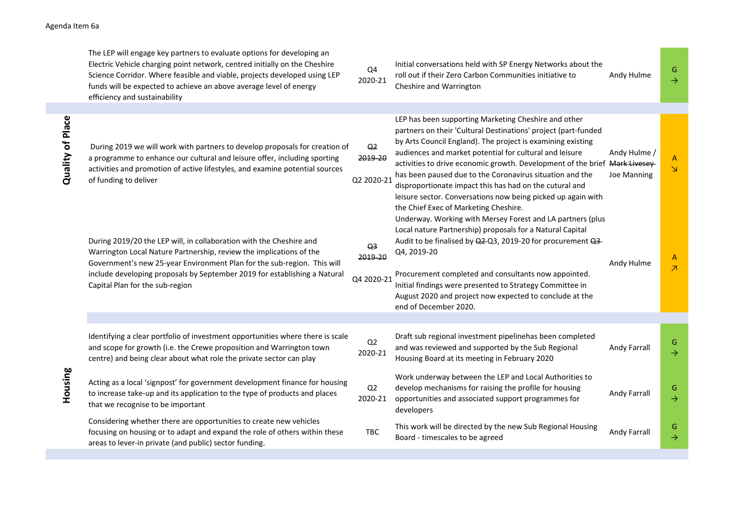Agenda Item 6a

| | Action | Timescale | Progress | Lead | Status |
|---|---|---|---|---|---|
| | The LEP will engage key partners to evaluate options for developing an Electric Vehicle charging point network, centred initially on the Cheshire Science Corridor. Where feasible and viable, projects developed using LEP funds will be expected to achieve an above average level of energy efficiency and sustainability | Q4 2020-21 | Initial conversations held with SP Energy Networks about the roll out if their Zero Carbon Communities initiative to Cheshire and Warrington | Andy Hulme | G → |
| **Quality of Place** | During 2019 we will work with partners to develop proposals for creation of a programme to enhance our cultural and leisure offer, including sporting activities and promotion of active lifestyles, and examine potential sources of funding to deliver | ~~Q2 2019-20~~ Q2 2020-21 | LEP has been supporting Marketing Cheshire and other partners on their 'Cultural Destinations' project (part-funded by Arts Council England). The project is examining existing audiences and market potential for cultural and leisure activities to drive economic growth. Development of the brief has been paused due to the Coronavirus situation and the disproportionate impact this has had on the cutural and leisure sector. Conversations now being picked up again with the Chief Exec of Marketing Cheshire. | Andy Hulme / ~~Mark Livesey~~ Joe Manning | A ↘ |
| | During 2019/20 the LEP will, in collaboration with the Cheshire and Warrington Local Nature Partnership, review the implications of the Government's new 25-year Environment Plan for the sub-region. This will include developing proposals by September 2019 for establishing a Natural Capital Plan for the sub-region | ~~Q3 2019-20~~ Q4 2020-21 | Underway. Working with Mersey Forest and LA partners (plus Local nature Partnership) proposals for a Natural Capital Audit to be finalised by ~~Q2~~ Q3, 2019-20 for procurement ~~Q3~~ Q4, 2019-20<br><br>Procurement completed and consultants now appointed. Initial findings were presented to Strategy Committee in August 2020 and project now expected to conclude at the end of December 2020. | Andy Hulme | A ↗ |
| **Housing** | Identifying a clear portfolio of investment opportunities where there is scale and scope for growth (i.e. the Crewe proposition and Warrington town centre) and being clear about what role the private sector can play | Q2 2020-21 | Draft sub regional investment pipelinehas been completed and was reviewed and supported by the Sub Regional Housing Board at its meeting in February 2020 | Andy Farrall | G → |
| | Acting as a local 'signpost' for government development finance for housing to increase take-up and its application to the type of products and places that we recognise to be important | Q2 2020-21 | Work underway between the LEP and Local Authorities to develop mechanisms for raising the profile for housing opportunities and associated support programmes for developers | Andy Farrall | G → |
| | Considering whether there are opportunities to create new vehicles focusing on housing or to adapt and expand the role of others within these areas to lever-in private (and public) sector funding. | TBC | This work will be directed by the new Sub Regional Housing Board - timescales to be agreed | Andy Farrall | G → |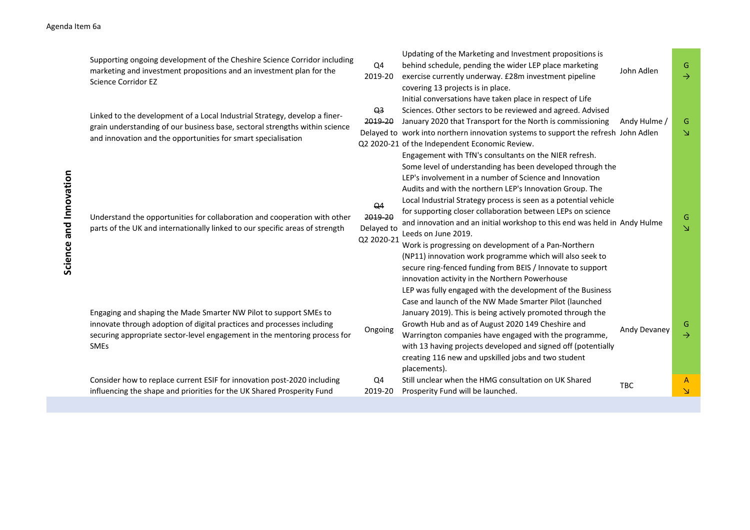Agenda Item 6a

| | Action | Timescale | Progress | Lead | Status |
|---|---|---|---|---|---|
| **Science and Innovation** | Supporting ongoing development of the Cheshire Science Corridor including marketing and investment propositions and an investment plan for the Science Corridor EZ | Q4 2019-20 | Updating of the Marketing and Investment propositions is behind schedule, pending the wider LEP place marketing exercise currently underway. £28m investment pipeline covering 13 projects is in place. | John Adlen | G → |
| | Linked to the development of a Local Industrial Strategy, develop a finer-grain understanding of our business base, sectoral strengths within science and innovation and the opportunities for smart specialisation | ~~Q3 2019-20~~ Delayed to Q2 2020-21 | Initial conversations have taken place in respect of Life Sciences. Other sectors to be reviewed and agreed. Advised January 2020 that Transport for the North is commissioning work into northern innovation systems to support the refresh of the Independent Economic Review. | Andy Hulme / John Adlen | G ↘ |
| | Understand the opportunities for collaboration and cooperation with other parts of the UK and internationally linked to our specific areas of strength | ~~Q4 2019-20~~ Delayed to Q2 2020-21 | Engagement with TfN's consultants on the NIER refresh. Some level of understanding has been developed through the LEP's involvement in a number of Science and Innovation Audits and with the northern LEP's Innovation Group. The Local Industrial Strategy process is seen as a potential vehicle for supporting closer collaboration between LEPs on science and innovation and an initial workshop to this end was held in Leeds on June 2019. Work is progressing on development of a Pan-Northern (NP11) innovation work programme which will also seek to secure ring-fenced funding from BEIS / Innovate to support innovation activity in the Northern Powerhouse | Andy Hulme | G ↘ |
| | Engaging and shaping the Made Smarter NW Pilot to support SMEs to innovate through adoption of digital practices and processes including securing appropriate sector-level engagement in the mentoring process for SMEs | Ongoing | LEP was fully engaged with the development of the Business Case and launch of the NW Made Smarter Pilot (launched January 2019). This is being actively promoted through the Growth Hub and as of August 2020 149 Cheshire and Warrington companies have engaged with the programme, with 13 having projects developed and signed off (potentially creating 116 new and upskilled jobs and two student placements). | Andy Devaney | G → |
| | Consider how to replace current ESIF for innovation post-2020 including influencing the shape and priorities for the UK Shared Prosperity Fund | Q4 2019-20 | Still unclear when the HMG consultation on UK Shared Prosperity Fund will be launched. | TBC | A ↘ |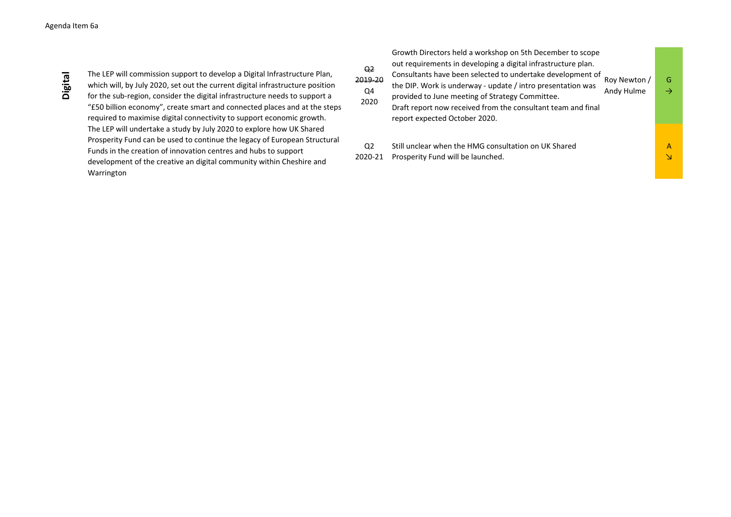Agenda Item 6a

| | | | | | |
|---|---|---|---|---|---|
| **Digital** | The LEP will commission support to develop a Digital Infrastructure Plan, which will, by July 2020, set out the current digital infrastructure position for the sub-region, consider the digital infrastructure needs to support a "£50 billion economy", create smart and connected places and at the steps required to maximise digital connectivity to support economic growth. | ~~Q2 2019-20~~ Q4 2020 | Growth Directors held a workshop on 5th December to scope out requirements in developing a digital infrastructure plan. Consultants have been selected to undertake development of the DIP. Work is underway - update / intro presentation was provided to June meeting of Strategy Committee. Draft report now received from the consultant team and final report expected October 2020. | Roy Newton / Andy Hulme | G → |
| | The LEP will undertake a study by July 2020 to explore how UK Shared Prosperity Fund can be used to continue the legacy of European Structural Funds in the creation of innovation centres and hubs to support development of the creative an digital community within Cheshire and Warrington | Q2 2020-21 | Still unclear when the HMG consultation on UK Shared Prosperity Fund will be launched. | | A ↘ |